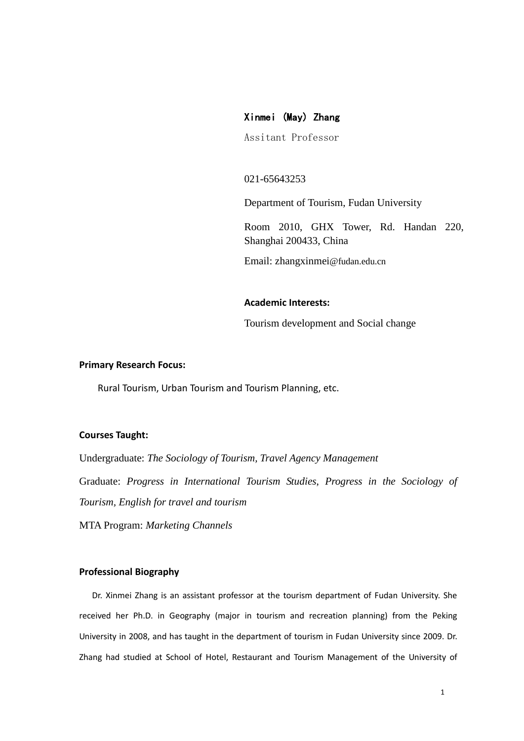**Xinmei (May) Zhang**

Assitant Professor

021-65643253

Department of Tourism, Fudan University

Room 2010, GHX Tower, Rd. Handan 220, Shanghai 200433, China

Email: zhangxinmei@fudan.edu.cn

**Academic Interests:**

Tourism development and Social change

**Primary Research Focus:**

Rural Tourism, Urban Tourism and Tourism Planning, etc.

**Courses Taught:**

Undergraduate: *The Sociology of Tourism, Travel Agency Management*

Graduate: *Progress in International Tourism Studies, Progress in the Sociology of Tourism, English for travel and tourism*

MTA Program: *Marketing Channels*

**Professional Biography**

Dr. Xinmei Zhang is an assistant professor at the tourism department of Fudan University. She received her Ph.D. in Geography (major in tourism and recreation planning) from the Peking University in 2008, and has taught in the department of tourism in Fudan University since 2009. Dr. Zhang had studied at School of Hotel, Restaurant and Tourism Management of the University of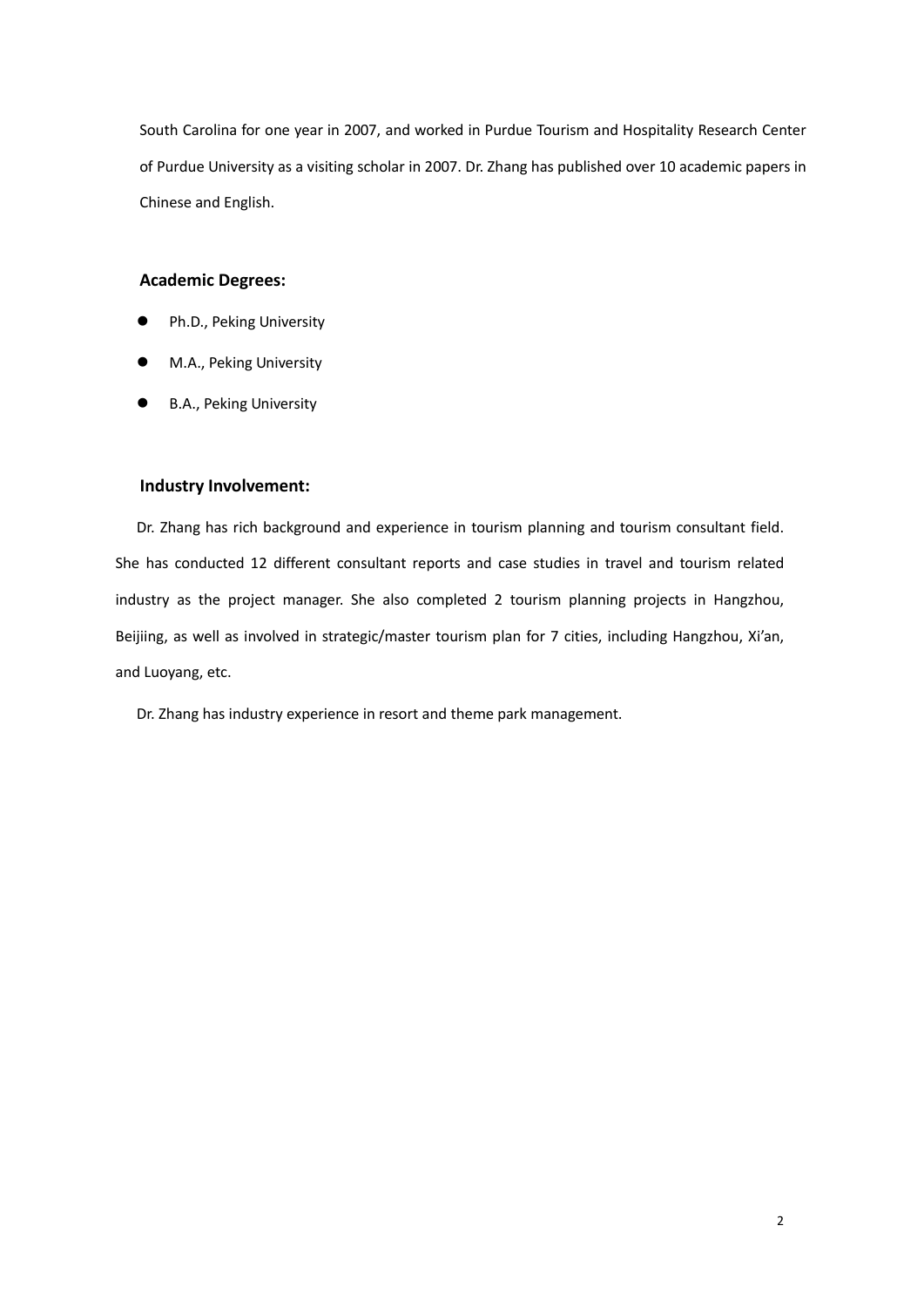South Carolina for one year in 2007, and worked in Purdue Tourism and Hospitality Research Center of Purdue University as a visiting scholar in 2007. Dr. Zhang has published over 10 academic papers in Chinese and English.

### Academic Degrees:

- Ph.D., Peking University
- M.A., Peking University
- B.A., Peking University

### Industry Involvement:

Dr. Zhang has rich background and experience in tourism planning and tourism consultant field. She has conducted 12 different consultant reports and case studies in travel and tourism related industry as the project manager. She also completed 2 tourism planning projects in Hangzhou, Beijiing, as well as involved in strategic/master tourism plan for 7 cities, including Hangzhou, Xi'an, and Luoyang, etc.

Dr. Zhang has industry experience in resort and theme park management.